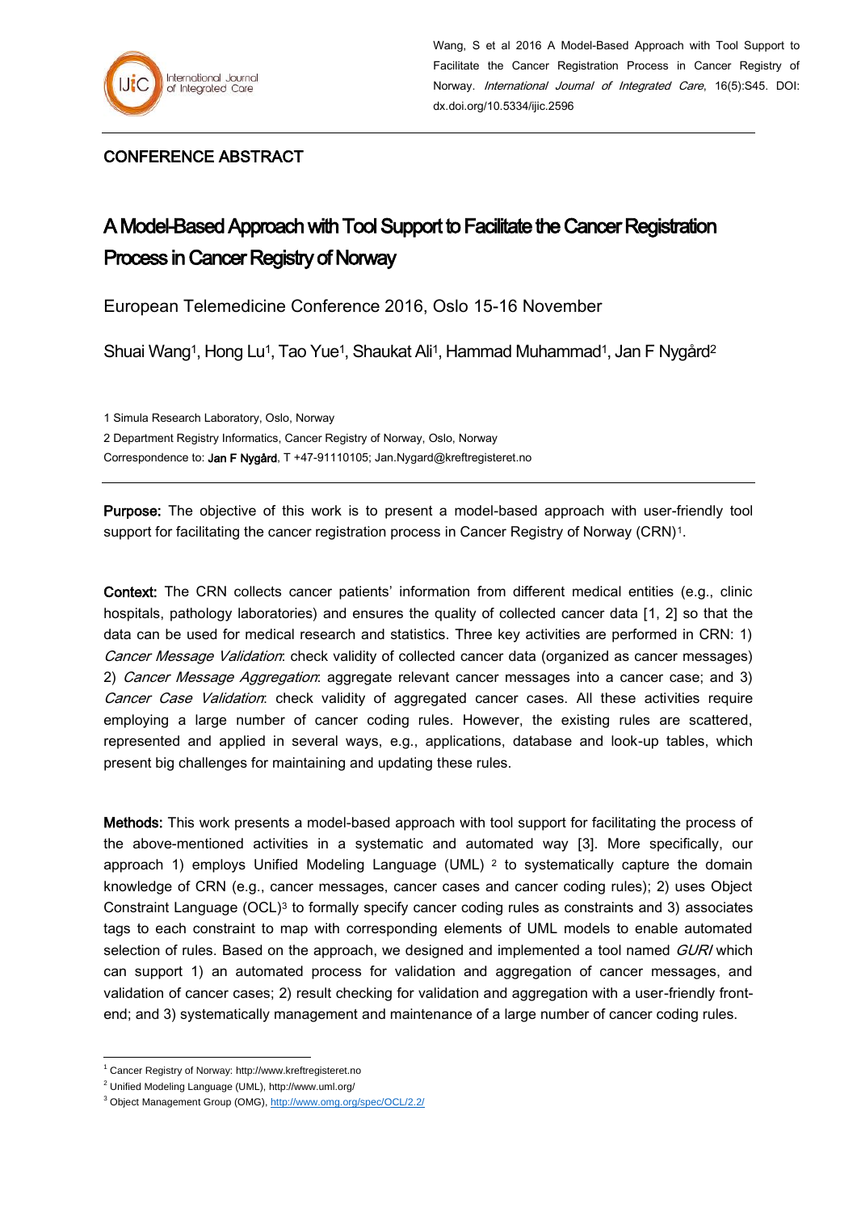Wang, S et al 2016 A Model-Based Approach with Tool Support to Facilitate the Cancer Registration Process in Cancer Registry of Norway. *International Journal of Integrated Care*, 16(5):S45. DOI: dx.doi.org/10.5334/ijic.2596

CONFERENCE ABSTRACT

# A Model-Based Approach with Tool Support to Facilitate the Cancer Registration Process in Cancer Registry of Norway

European Telemedicine Conference 2016, Oslo 15-16 November

Shuai Wang[1], Hong Lu[1], Tao Yue[1], Shaukat Ali[1], Hammad Muhammad[1], Jan F Nygård[2]

1 Simula Research Laboratory, Oslo, Norway

2 Department Registry Informatics, Cancer Registry of Norway, Oslo, Norway

Correspondence to: **Jan F Nygård**, T +47-91110105; Jan.Nygard@kreftregisteret.no

---

**Purpose:** The objective of this work is to present a model-based approach with user-friendly tool support for facilitating the cancer registration process in Cancer Registry of Norway (CRN)[1].

**Context:** The CRN collects cancer patients' information from different medical entities (e.g., clinic hospitals, pathology laboratories) and ensures the quality of collected cancer data [1, 2] so that the data can be used for medical research and statistics. Three key activities are performed in CRN: 1) *Cancer Message Validation*: check validity of collected cancer data (organized as cancer messages) 2) *Cancer Message Aggregation*: aggregate relevant cancer messages into a cancer case; and 3) *Cancer Case Validation*: check validity of aggregated cancer cases. All these activities require employing a large number of cancer coding rules. However, the existing rules are scattered, represented and applied in several ways, e.g., applications, database and look-up tables, which present big challenges for maintaining and updating these rules.

**Methods:** This work presents a model-based approach with tool support for facilitating the process of the above-mentioned activities in a systematic and automated way [3]. More specifically, our approach 1) employs Unified Modeling Language (UML) [2] to systematically capture the domain knowledge of CRN (e.g., cancer messages, cancer cases and cancer coding rules); 2) uses Object Constraint Language (OCL)[3] to formally specify cancer coding rules as constraints and 3) associates tags to each constraint to map with corresponding elements of UML models to enable automated selection of rules. Based on the approach, we designed and implemented a tool named *GURI* which can support 1) an automated process for validation and aggregation of cancer messages, and validation of cancer cases; 2) result checking for validation and aggregation with a user-friendly front-end; and 3) systematically management and maintenance of a large number of cancer coding rules.

---

[1] Cancer Registry of Norway: http://www.kreftregisteret.no

[2] Unified Modeling Language (UML), http://www.uml.org/

[3] Object Management Group (OMG), http://www.omg.org/spec/OCL/2.2/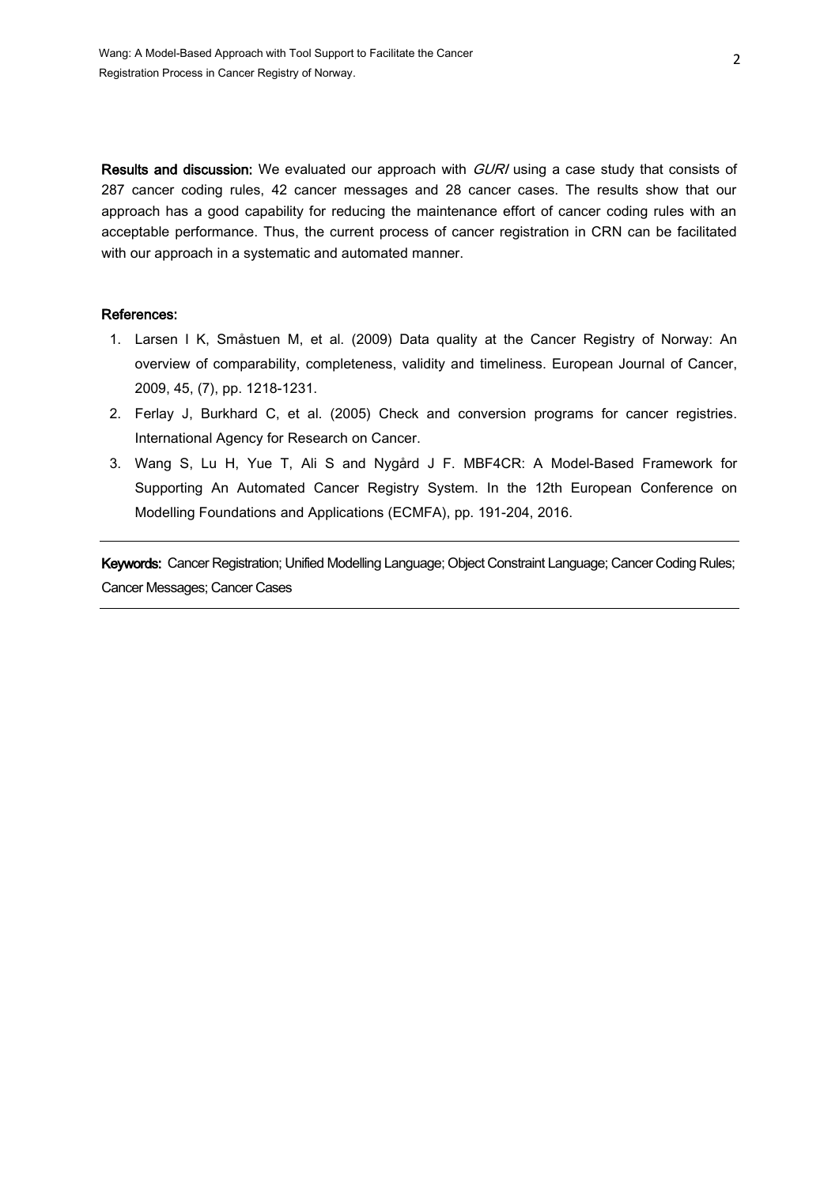**Results and discussion:** We evaluated our approach with *GURI* using a case study that consists of 287 cancer coding rules, 42 cancer messages and 28 cancer cases. The results show that our approach has a good capability for reducing the maintenance effort of cancer coding rules with an acceptable performance. Thus, the current process of cancer registration in CRN can be facilitated with our approach in a systematic and automated manner.

**References:**

1. Larsen I K, Småstuen M, et al. (2009) Data quality at the Cancer Registry of Norway: An overview of comparability, completeness, validity and timeliness. European Journal of Cancer, 2009, 45, (7), pp. 1218-1231.
2. Ferlay J, Burkhard C, et al. (2005) Check and conversion programs for cancer registries. International Agency for Research on Cancer.
3. Wang S, Lu H, Yue T, Ali S and Nygård J F. MBF4CR: A Model-Based Framework for Supporting An Automated Cancer Registry System. In the 12th European Conference on Modelling Foundations and Applications (ECMFA), pp. 191-204, 2016.

---

**Keywords:** Cancer Registration; Unified Modelling Language; Object Constraint Language; Cancer Coding Rules; Cancer Messages; Cancer Cases

---